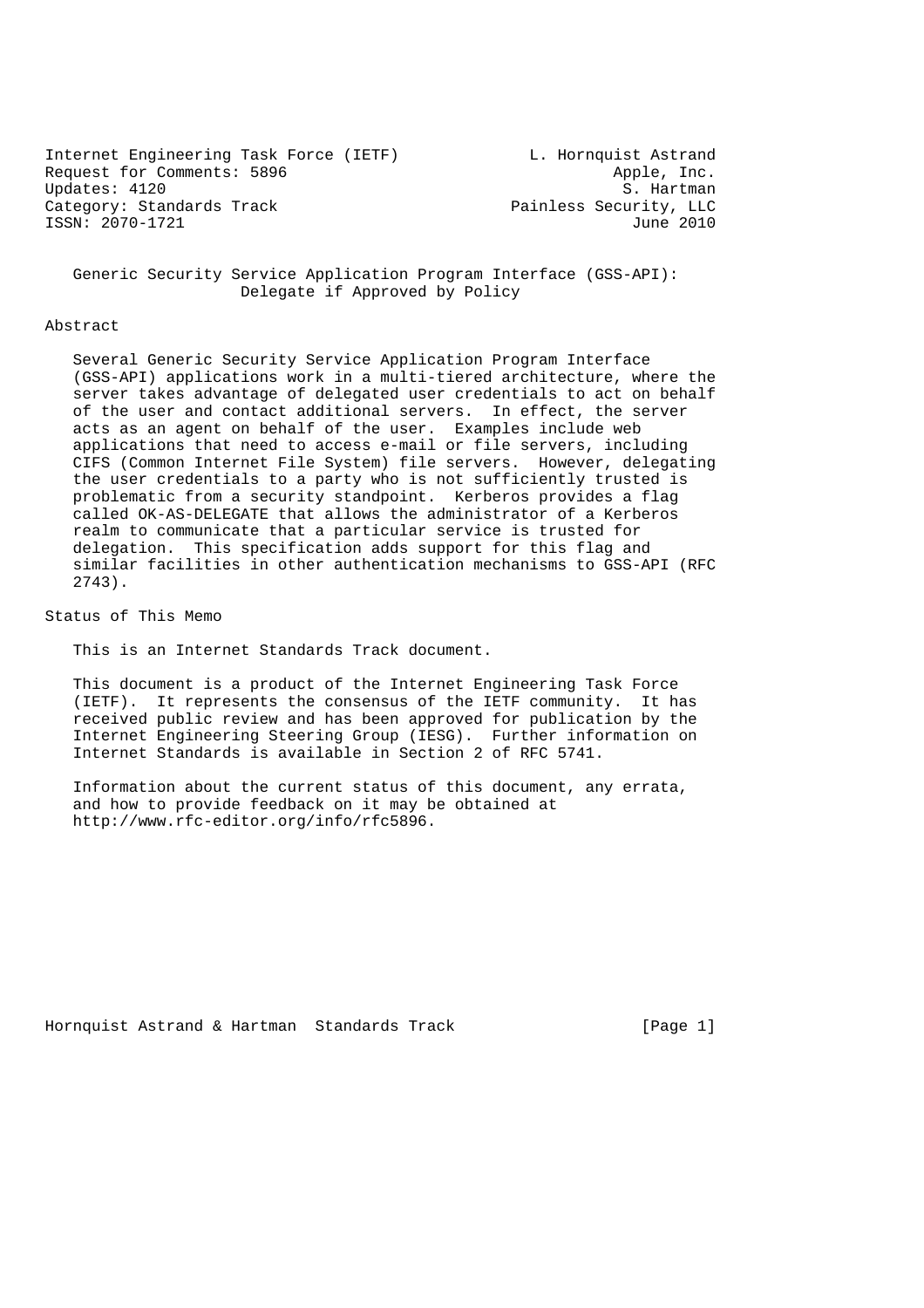Internet Engineering Task Force (IETF) — L. Hornquist Astrand, Apple, Inc.
Request for Comments: 5896 — S. Hartman, Painless Security, LLC
Updates: 4120
Category: Standards Track
ISSN: 2070-1721 — June 2010

# Generic Security Service Application Program Interface (GSS-API): Delegate if Approved by Policy

## Abstract

Several Generic Security Service Application Program Interface (GSS-API) applications work in a multi-tiered architecture, where the server takes advantage of delegated user credentials to act on behalf of the user and contact additional servers. In effect, the server acts as an agent on behalf of the user. Examples include web applications that need to access e-mail or file servers, including CIFS (Common Internet File System) file servers. However, delegating the user credentials to a party who is not sufficiently trusted is problematic from a security standpoint. Kerberos provides a flag called OK-AS-DELEGATE that allows the administrator of a Kerberos realm to communicate that a particular service is trusted for delegation. This specification adds support for this flag and similar facilities in other authentication mechanisms to GSS-API (RFC 2743).

## Status of This Memo

This is an Internet Standards Track document.

This document is a product of the Internet Engineering Task Force (IETF). It represents the consensus of the IETF community. It has received public review and has been approved for publication by the Internet Engineering Steering Group (IESG). Further information on Internet Standards is available in Section 2 of RFC 5741.

Information about the current status of this document, any errata, and how to provide feedback on it may be obtained at http://www.rfc-editor.org/info/rfc5896.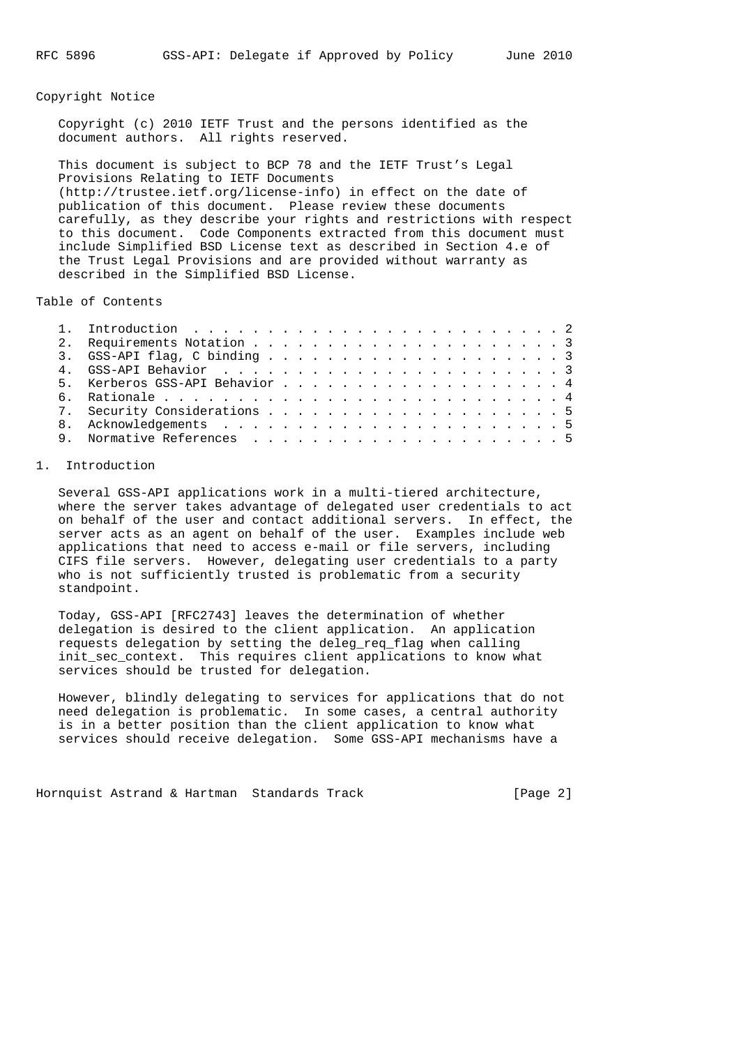Copyright Notice

Copyright (c) 2010 IETF Trust and the persons identified as the document authors. All rights reserved.

This document is subject to BCP 78 and the IETF Trust's Legal Provisions Relating to IETF Documents (http://trustee.ietf.org/license-info) in effect on the date of publication of this document. Please review these documents carefully, as they describe your rights and restrictions with respect to this document. Code Components extracted from this document must include Simplified BSD License text as described in Section 4.e of the Trust Legal Provisions and are provided without warranty as described in the Simplified BSD License.

Table of Contents

1. Introduction . . . . . . . . . . . . . . . . . . . . . . . . . 2
2. Requirements Notation . . . . . . . . . . . . . . . . . . . . . 3
3. GSS-API flag, C binding . . . . . . . . . . . . . . . . . . . . 3
4. GSS-API Behavior . . . . . . . . . . . . . . . . . . . . . . . 3
5. Kerberos GSS-API Behavior . . . . . . . . . . . . . . . . . . . 4
6. Rationale . . . . . . . . . . . . . . . . . . . . . . . . . . . 4
7. Security Considerations . . . . . . . . . . . . . . . . . . . . 5
8. Acknowledgements . . . . . . . . . . . . . . . . . . . . . . . 5
9. Normative References . . . . . . . . . . . . . . . . . . . . . 5

# 1. Introduction

Several GSS-API applications work in a multi-tiered architecture, where the server takes advantage of delegated user credentials to act on behalf of the user and contact additional servers. In effect, the server acts as an agent on behalf of the user. Examples include web applications that need to access e-mail or file servers, including CIFS file servers. However, delegating user credentials to a party who is not sufficiently trusted is problematic from a security standpoint.

Today, GSS-API [RFC2743] leaves the determination of whether delegation is desired to the client application. An application requests delegation by setting the deleg_req_flag when calling init_sec_context. This requires client applications to know what services should be trusted for delegation.

However, blindly delegating to services for applications that do not need delegation is problematic. In some cases, a central authority is in a better position than the client application to know what services should receive delegation. Some GSS-API mechanisms have a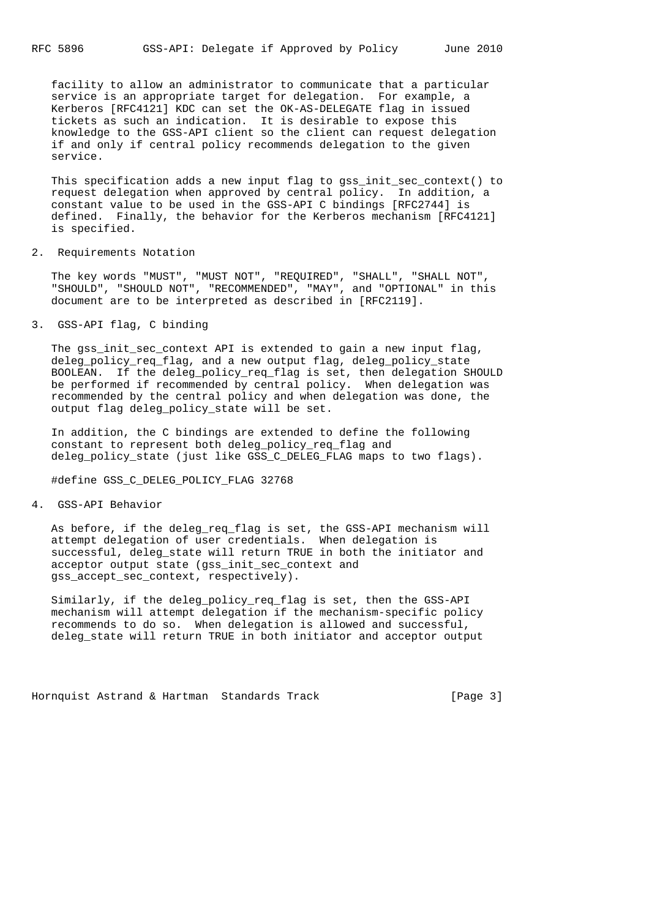facility to allow an administrator to communicate that a particular service is an appropriate target for delegation. For example, a Kerberos [RFC4121] KDC can set the OK-AS-DELEGATE flag in issued tickets as such an indication. It is desirable to expose this knowledge to the GSS-API client so the client can request delegation if and only if central policy recommends delegation to the given service.

This specification adds a new input flag to gss_init_sec_context() to request delegation when approved by central policy. In addition, a constant value to be used in the GSS-API C bindings [RFC2744] is defined. Finally, the behavior for the Kerberos mechanism [RFC4121] is specified.

## 2. Requirements Notation

The key words "MUST", "MUST NOT", "REQUIRED", "SHALL", "SHALL NOT", "SHOULD", "SHOULD NOT", "RECOMMENDED", "MAY", and "OPTIONAL" in this document are to be interpreted as described in [RFC2119].

## 3. GSS-API flag, C binding

The gss_init_sec_context API is extended to gain a new input flag, deleg_policy_req_flag, and a new output flag, deleg_policy_state BOOLEAN. If the deleg_policy_req_flag is set, then delegation SHOULD be performed if recommended by central policy. When delegation was recommended by the central policy and when delegation was done, the output flag deleg_policy_state will be set.

In addition, the C bindings are extended to define the following constant to represent both deleg_policy_req_flag and deleg_policy_state (just like GSS_C_DELEG_FLAG maps to two flags).

```
#define GSS_C_DELEG_POLICY_FLAG 32768
```

## 4. GSS-API Behavior

As before, if the deleg_req_flag is set, the GSS-API mechanism will attempt delegation of user credentials. When delegation is successful, deleg_state will return TRUE in both the initiator and acceptor output state (gss_init_sec_context and gss_accept_sec_context, respectively).

Similarly, if the deleg_policy_req_flag is set, then the GSS-API mechanism will attempt delegation if the mechanism-specific policy recommends to do so. When delegation is allowed and successful, deleg_state will return TRUE in both initiator and acceptor output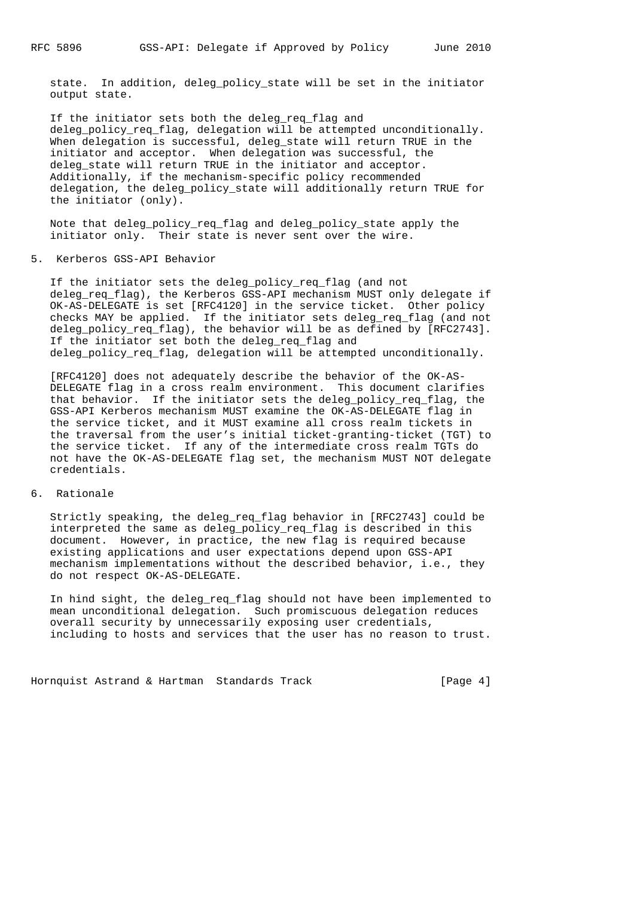state. In addition, deleg_policy_state will be set in the initiator output state.

If the initiator sets both the deleg_req_flag and deleg_policy_req_flag, delegation will be attempted unconditionally. When delegation is successful, deleg_state will return TRUE in the initiator and acceptor. When delegation was successful, the deleg_state will return TRUE in the initiator and acceptor. Additionally, if the mechanism-specific policy recommended delegation, the deleg_policy_state will additionally return TRUE for the initiator (only).

Note that deleg_policy_req_flag and deleg_policy_state apply the initiator only. Their state is never sent over the wire.

## 5. Kerberos GSS-API Behavior

If the initiator sets the deleg_policy_req_flag (and not deleg_req_flag), the Kerberos GSS-API mechanism MUST only delegate if OK-AS-DELEGATE is set [RFC4120] in the service ticket. Other policy checks MAY be applied. If the initiator sets deleg_req_flag (and not deleg_policy_req_flag), the behavior will be as defined by [RFC2743]. If the initiator set both the deleg_req_flag and deleg_policy_req_flag, delegation will be attempted unconditionally.

[RFC4120] does not adequately describe the behavior of the OK-AS-DELEGATE flag in a cross realm environment. This document clarifies that behavior. If the initiator sets the deleg_policy_req_flag, the GSS-API Kerberos mechanism MUST examine the OK-AS-DELEGATE flag in the service ticket, and it MUST examine all cross realm tickets in the traversal from the user's initial ticket-granting-ticket (TGT) to the service ticket. If any of the intermediate cross realm TGTs do not have the OK-AS-DELEGATE flag set, the mechanism MUST NOT delegate credentials.

## 6. Rationale

Strictly speaking, the deleg_req_flag behavior in [RFC2743] could be interpreted the same as deleg_policy_req_flag is described in this document. However, in practice, the new flag is required because existing applications and user expectations depend upon GSS-API mechanism implementations without the described behavior, i.e., they do not respect OK-AS-DELEGATE.

In hind sight, the deleg_req_flag should not have been implemented to mean unconditional delegation. Such promiscuous delegation reduces overall security by unnecessarily exposing user credentials, including to hosts and services that the user has no reason to trust.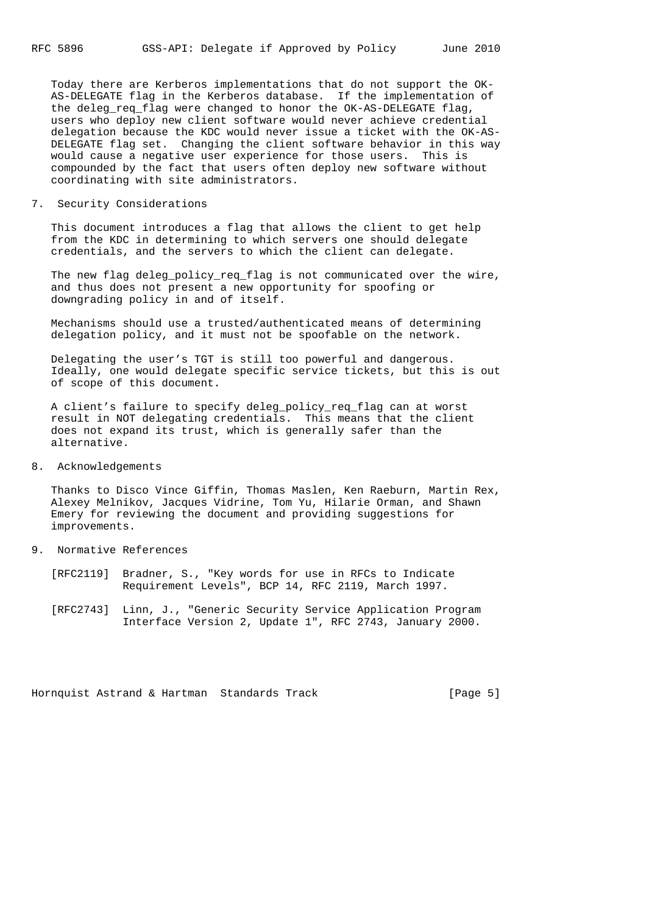Today there are Kerberos implementations that do not support the OK-AS-DELEGATE flag in the Kerberos database. If the implementation of the deleg_req_flag were changed to honor the OK-AS-DELEGATE flag, users who deploy new client software would never achieve credential delegation because the KDC would never issue a ticket with the OK-AS-DELEGATE flag set. Changing the client software behavior in this way would cause a negative user experience for those users. This is compounded by the fact that users often deploy new software without coordinating with site administrators.

## 7. Security Considerations

This document introduces a flag that allows the client to get help from the KDC in determining to which servers one should delegate credentials, and the servers to which the client can delegate.

The new flag deleg_policy_req_flag is not communicated over the wire, and thus does not present a new opportunity for spoofing or downgrading policy in and of itself.

Mechanisms should use a trusted/authenticated means of determining delegation policy, and it must not be spoofable on the network.

Delegating the user's TGT is still too powerful and dangerous. Ideally, one would delegate specific service tickets, but this is out of scope of this document.

A client's failure to specify deleg_policy_req_flag can at worst result in NOT delegating credentials. This means that the client does not expand its trust, which is generally safer than the alternative.

## 8. Acknowledgements

Thanks to Disco Vince Giffin, Thomas Maslen, Ken Raeburn, Martin Rex, Alexey Melnikov, Jacques Vidrine, Tom Yu, Hilarie Orman, and Shawn Emery for reviewing the document and providing suggestions for improvements.

## 9. Normative References

[RFC2119] Bradner, S., "Key words for use in RFCs to Indicate Requirement Levels", BCP 14, RFC 2119, March 1997.

[RFC2743] Linn, J., "Generic Security Service Application Program Interface Version 2, Update 1", RFC 2743, January 2000.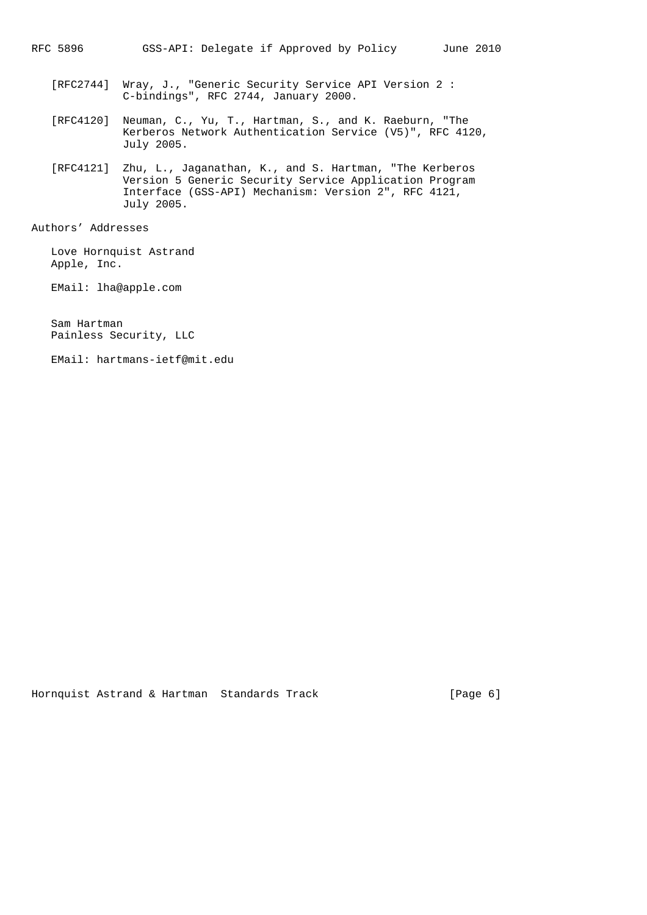[RFC2744] Wray, J., "Generic Security Service API Version 2 : C-bindings", RFC 2744, January 2000.

[RFC4120] Neuman, C., Yu, T., Hartman, S., and K. Raeburn, "The Kerberos Network Authentication Service (V5)", RFC 4120, July 2005.

[RFC4121] Zhu, L., Jaganathan, K., and S. Hartman, "The Kerberos Version 5 Generic Security Service Application Program Interface (GSS-API) Mechanism: Version 2", RFC 4121, July 2005.

## Authors' Addresses

Love Hornquist Astrand
Apple, Inc.

EMail: lha@apple.com

Sam Hartman
Painless Security, LLC

EMail: hartmans-ietf@mit.edu